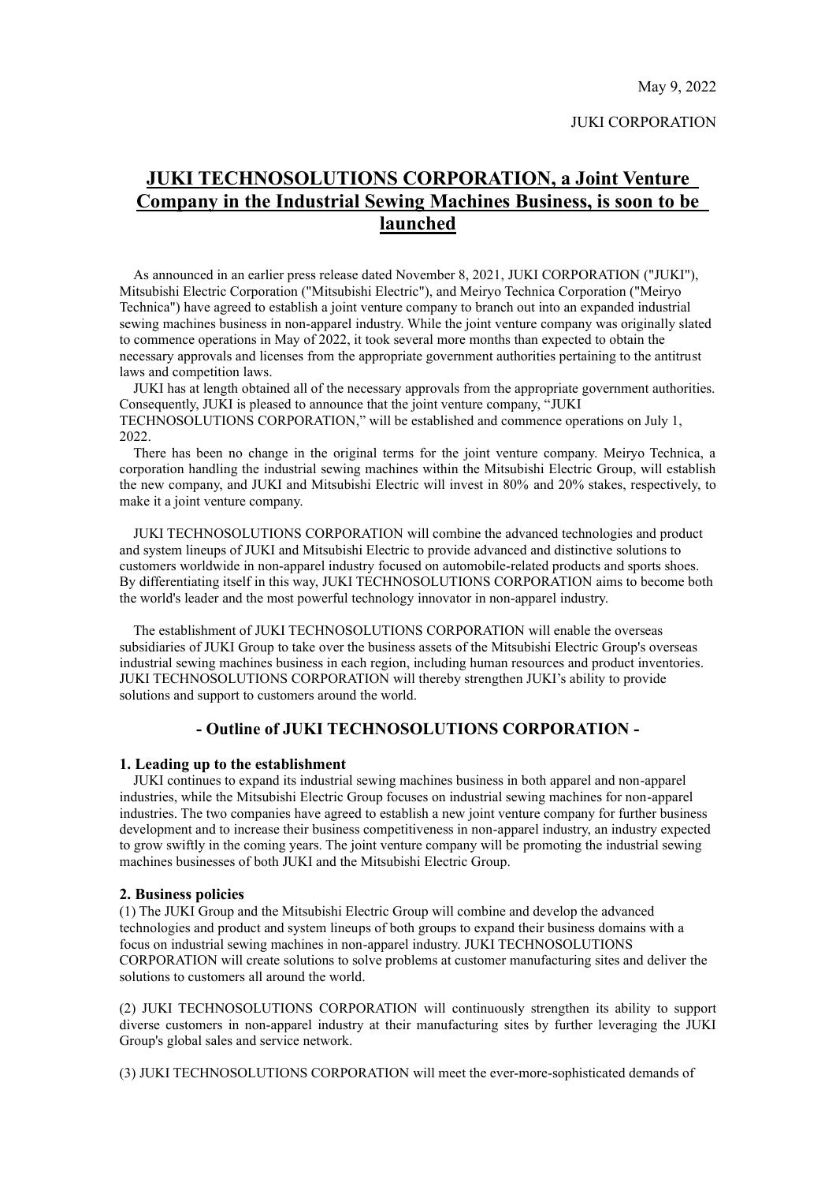May 9, 2022

JUKI CORPORATION

# JUKI TECHNOSOLUTIONS CORPORATION, a Joint Venture Company in the Industrial Sewing Machines Business, is soon to be launched

As announced in an earlier press release dated November 8, 2021, JUKI CORPORATION ("JUKI"), Mitsubishi Electric Corporation ("Mitsubishi Electric"), and Meiryo Technica Corporation ("Meiryo Technica") have agreed to establish a joint venture company to branch out into an expanded industrial sewing machines business in non-apparel industry. While the joint venture company was originally slated to commence operations in May of 2022, it took several more months than expected to obtain the necessary approvals and licenses from the appropriate government authorities pertaining to the antitrust laws and competition laws.

JUKI has at length obtained all of the necessary approvals from the appropriate government authorities. Consequently, JUKI is pleased to announce that the joint venture company, "JUKI TECHNOSOLUTIONS CORPORATION," will be established and commence operations on July 1, 2022.

There has been no change in the original terms for the joint venture company. Meiryo Technica, a corporation handling the industrial sewing machines within the Mitsubishi Electric Group, will establish the new company, and JUKI and Mitsubishi Electric will invest in 80% and 20% stakes, respectively, to make it a joint venture company.

JUKI TECHNOSOLUTIONS CORPORATION will combine the advanced technologies and product and system lineups of JUKI and Mitsubishi Electric to provide advanced and distinctive solutions to customers worldwide in non-apparel industry focused on automobile-related products and sports shoes. By differentiating itself in this way, JUKI TECHNOSOLUTIONS CORPORATION aims to become both the world's leader and the most powerful technology innovator in non-apparel industry.

The establishment of JUKI TECHNOSOLUTIONS CORPORATION will enable the overseas subsidiaries of JUKI Group to take over the business assets of the Mitsubishi Electric Group's overseas industrial sewing machines business in each region, including human resources and product inventories. JUKI TECHNOSOLUTIONS CORPORATION will thereby strengthen JUKI's ability to provide solutions and support to customers around the world.

## - Outline of JUKI TECHNOSOLUTIONS CORPORATION -

### 1. Leading up to the establishment

JUKI continues to expand its industrial sewing machines business in both apparel and non-apparel industries, while the Mitsubishi Electric Group focuses on industrial sewing machines for non-apparel industries. The two companies have agreed to establish a new joint venture company for further business development and to increase their business competitiveness in non-apparel industry, an industry expected to grow swiftly in the coming years. The joint venture company will be promoting the industrial sewing machines businesses of both JUKI and the Mitsubishi Electric Group.

### 2. Business policies

(1) The JUKI Group and the Mitsubishi Electric Group will combine and develop the advanced technologies and product and system lineups of both groups to expand their business domains with a focus on industrial sewing machines in non-apparel industry. JUKI TECHNOSOLUTIONS CORPORATION will create solutions to solve problems at customer manufacturing sites and deliver the solutions to customers all around the world.

(2) JUKI TECHNOSOLUTIONS CORPORATION will continuously strengthen its ability to support diverse customers in non-apparel industry at their manufacturing sites by further leveraging the JUKI Group's global sales and service network.

(3) JUKI TECHNOSOLUTIONS CORPORATION will meet the ever-more-sophisticated demands of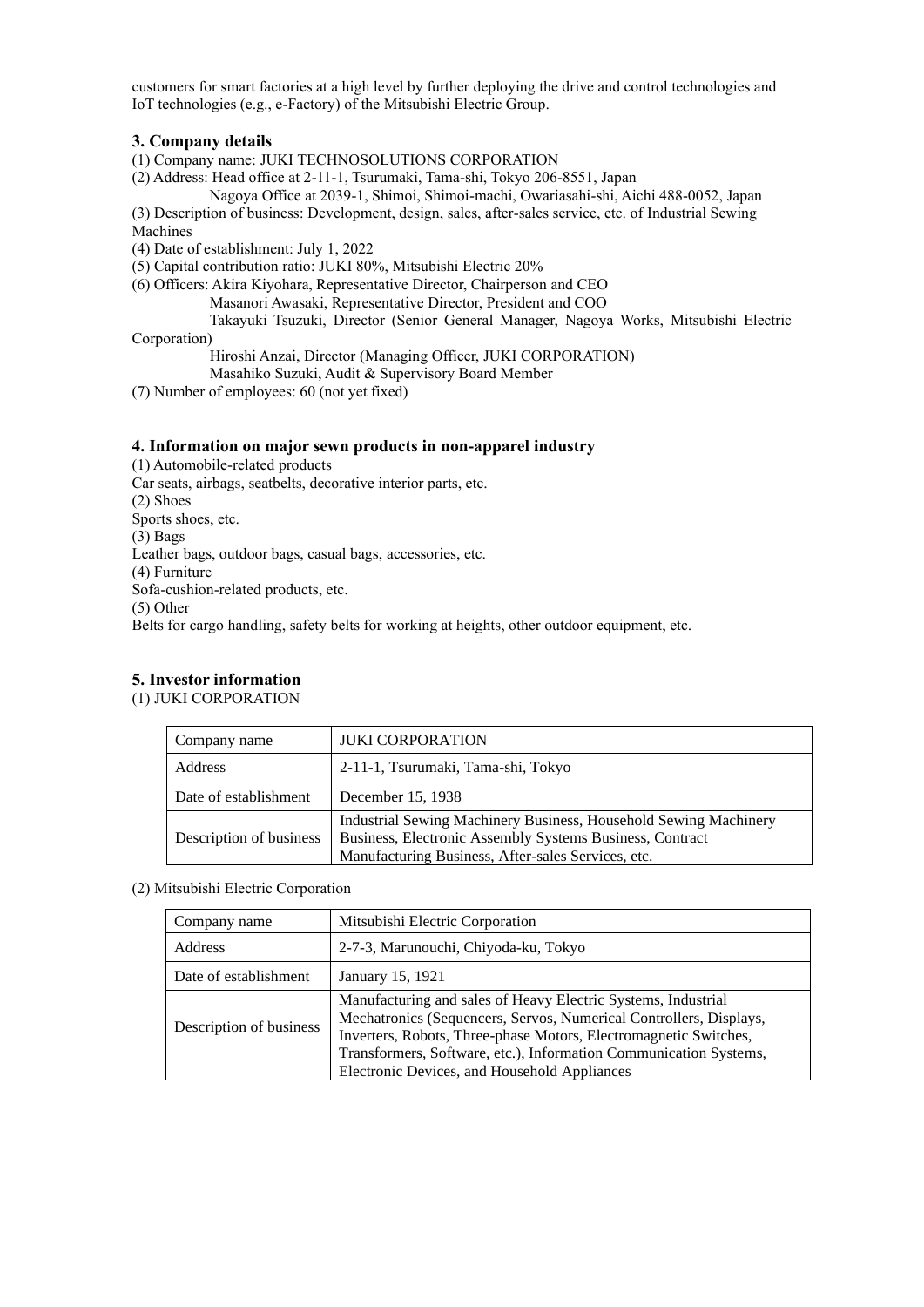customers for smart factories at a high level by further deploying the drive and control technologies and IoT technologies (e.g., e-Factory) of the Mitsubishi Electric Group.

### 3. Company details

(1) Company name: JUKI TECHNOSOLUTIONS CORPORATION

(2) Address: Head office at 2-11-1, Tsurumaki, Tama-shi, Tokyo 206-8551, Japan

Nagoya Office at 2039-1, Shimoi, Shimoi-machi, Owariasahi-shi, Aichi 488-0052, Japan

(3) Description of business: Development, design, sales, after-sales service, etc. of Industrial Sewing Machines

(4) Date of establishment: July 1, 2022

(5) Capital contribution ratio: JUKI 80%, Mitsubishi Electric 20%

(6) Officers: Akira Kiyohara, Representative Director, Chairperson and CEO

Masanori Awasaki, Representative Director, President and COO

Takayuki Tsuzuki, Director (Senior General Manager, Nagoya Works, Mitsubishi Electric Corporation)

Hiroshi Anzai, Director (Managing Officer, JUKI CORPORATION)

Masahiko Suzuki, Audit & Supervisory Board Member

(7) Number of employees: 60 (not yet fixed)

### 4. Information on major sewn products in non-apparel industry

(1) Automobile-related products

Car seats, airbags, seatbelts, decorative interior parts, etc.

(2) Shoes

Sports shoes, etc.

(3) Bags

Leather bags, outdoor bags, casual bags, accessories, etc.

(4) Furniture

Sofa-cushion-related products, etc.

(5) Other

Belts for cargo handling, safety belts for working at heights, other outdoor equipment, etc.

### 5. Investor information

(1) JUKI CORPORATION

| | |
|---|---|
| Company name | JUKI CORPORATION |
| Address | 2-11-1, Tsurumaki, Tama-shi, Tokyo |
| Date of establishment | December 15, 1938 |
| Description of business | Industrial Sewing Machinery Business, Household Sewing Machinery Business, Electronic Assembly Systems Business, Contract Manufacturing Business, After-sales Services, etc. |

(2) Mitsubishi Electric Corporation

| | |
|---|---|
| Company name | Mitsubishi Electric Corporation |
| Address | 2-7-3, Marunouchi, Chiyoda-ku, Tokyo |
| Date of establishment | January 15, 1921 |
| Description of business | Manufacturing and sales of Heavy Electric Systems, Industrial Mechatronics (Sequencers, Servos, Numerical Controllers, Displays, Inverters, Robots, Three-phase Motors, Electromagnetic Switches, Transformers, Software, etc.), Information Communication Systems, Electronic Devices, and Household Appliances |